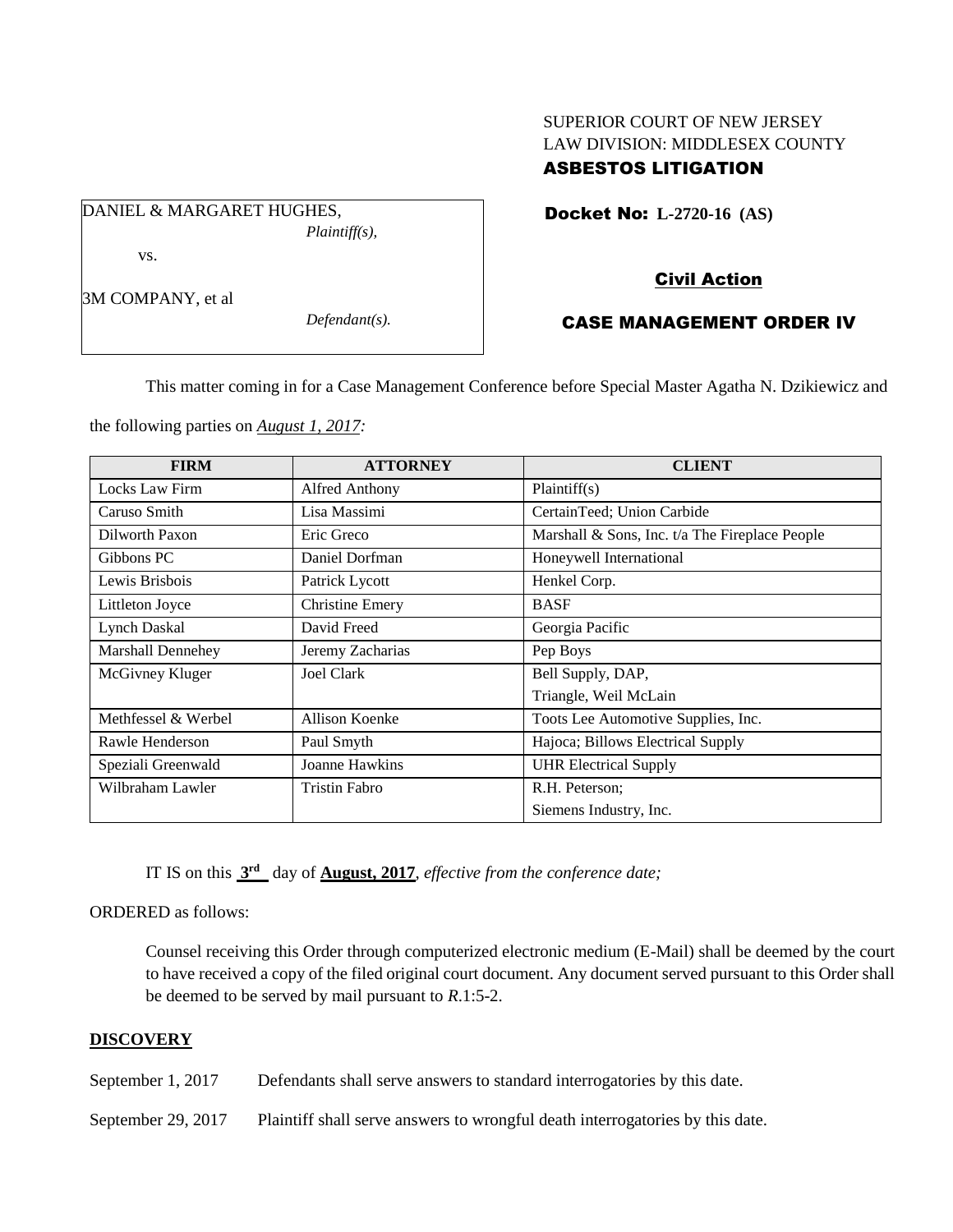SUPERIOR COURT OF NEW JERSEY
LAW DIVISION: MIDDLESEX COUNTY
**ASBESTOS LITIGATION**

DANIEL & MARGARET HUGHES,
*Plaintiff(s),*

vs.

3M COMPANY, et al
*Defendant(s).*

**Docket No: L-2720-16 (AS)**

**Civil Action**

**CASE MANAGEMENT ORDER IV**

This matter coming in for a Case Management Conference before Special Master Agatha N. Dzikiewicz and the following parties on *August 1, 2017:*

| FIRM | ATTORNEY | CLIENT |
| --- | --- | --- |
| Locks Law Firm | Alfred Anthony | Plaintiff(s) |
| Caruso Smith | Lisa Massimi | CertainTeed; Union Carbide |
| Dilworth Paxon | Eric Greco | Marshall & Sons, Inc. t/a The Fireplace People |
| Gibbons PC | Daniel Dorfman | Honeywell International |
| Lewis Brisbois | Patrick Lycott | Henkel Corp. |
| Littleton Joyce | Christine Emery | BASF |
| Lynch Daskal | David Freed | Georgia Pacific |
| Marshall Dennehey | Jeremy Zacharias | Pep Boys |
| McGivney Kluger | Joel Clark | Bell Supply, DAP, Triangle, Weil McLain |
| Methfessel & Werbel | Allison Koenke | Toots Lee Automotive Supplies, Inc. |
| Rawle Henderson | Paul Smyth | Hajoca; Billows Electrical Supply |
| Speziali Greenwald | Joanne Hawkins | UHR Electrical Supply |
| Wilbraham Lawler | Tristin Fabro | R.H. Peterson; Siemens Industry, Inc. |

IT IS on this **3rd** day of **August, 2017**, *effective from the conference date;*

ORDERED as follows:

Counsel receiving this Order through computerized electronic medium (E-Mail) shall be deemed by the court to have received a copy of the filed original court document. Any document served pursuant to this Order shall be deemed to be served by mail pursuant to *R*.1:5-2.

## DISCOVERY

September 1, 2017 Defendants shall serve answers to standard interrogatories by this date.

September 29, 2017 Plaintiff shall serve answers to wrongful death interrogatories by this date.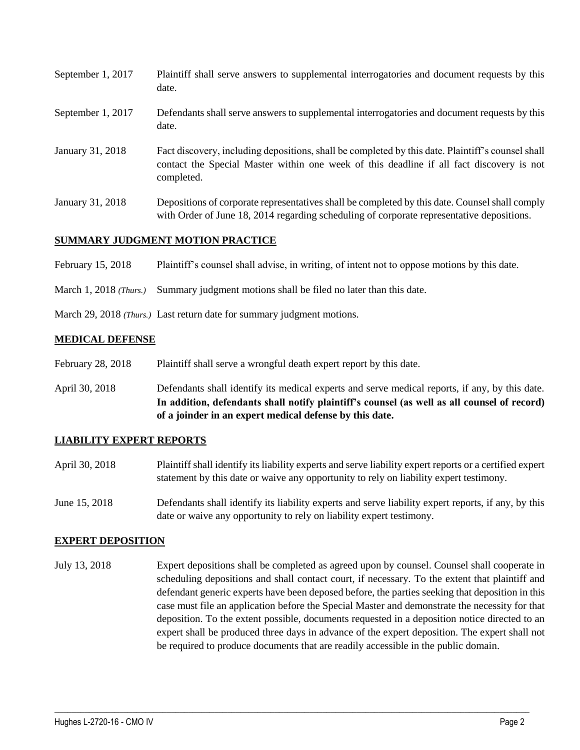| | |
|---|---|
| September 1, 2017 | Plaintiff shall serve answers to supplemental interrogatories and document requests by this date. |
| September 1, 2017 | Defendants shall serve answers to supplemental interrogatories and document requests by this date. |
| January 31, 2018 | Fact discovery, including depositions, shall be completed by this date. Plaintiff's counsel shall contact the Special Master within one week of this deadline if all fact discovery is not completed. |
| January 31, 2018 | Depositions of corporate representatives shall be completed by this date. Counsel shall comply with Order of June 18, 2014 regarding scheduling of corporate representative depositions. |

## SUMMARY JUDGMENT MOTION PRACTICE

| | |
|---|---|
| February 15, 2018 | Plaintiff's counsel shall advise, in writing, of intent not to oppose motions by this date. |
| March 1, 2018 *(Thurs.)* | Summary judgment motions shall be filed no later than this date. |
| March 29, 2018 *(Thurs.)* | Last return date for summary judgment motions. |

## MEDICAL DEFENSE

| | |
|---|---|
| February 28, 2018 | Plaintiff shall serve a wrongful death expert report by this date. |
| April 30, 2018 | Defendants shall identify its medical experts and serve medical reports, if any, by this date. **In addition, defendants shall notify plaintiff's counsel (as well as all counsel of record) of a joinder in an expert medical defense by this date.** |

## LIABILITY EXPERT REPORTS

| | |
|---|---|
| April 30, 2018 | Plaintiff shall identify its liability experts and serve liability expert reports or a certified expert statement by this date or waive any opportunity to rely on liability expert testimony. |
| June 15, 2018 | Defendants shall identify its liability experts and serve liability expert reports, if any, by this date or waive any opportunity to rely on liability expert testimony. |

## EXPERT DEPOSITION

| | |
|---|---|
| July 13, 2018 | Expert depositions shall be completed as agreed upon by counsel. Counsel shall cooperate in scheduling depositions and shall contact court, if necessary. To the extent that plaintiff and defendant generic experts have been deposed before, the parties seeking that deposition in this case must file an application before the Special Master and demonstrate the necessity for that deposition. To the extent possible, documents requested in a deposition notice directed to an expert shall be produced three days in advance of the expert deposition. The expert shall not be required to produce documents that are readily accessible in the public domain. |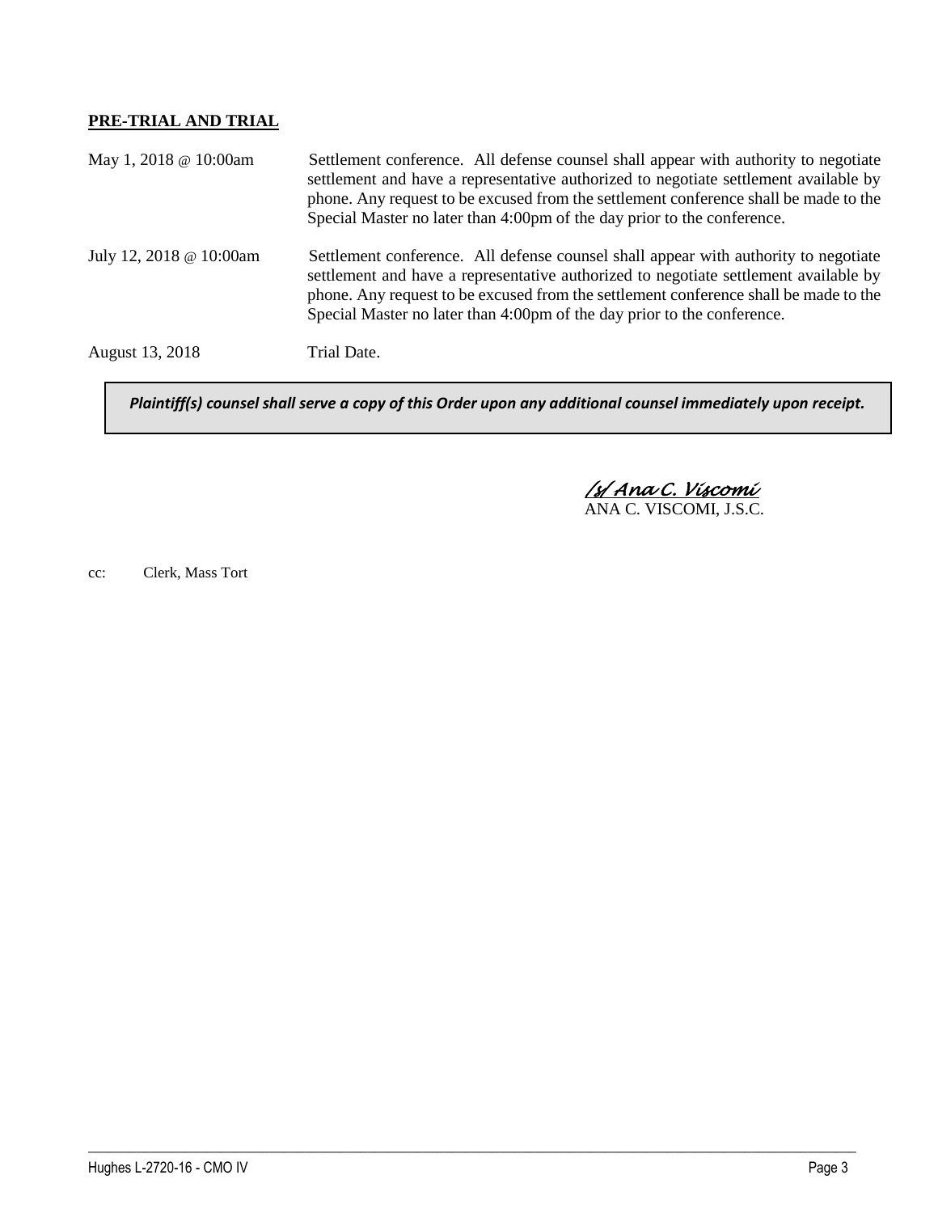**PRE-TRIAL AND TRIAL**

| | |
|---|---|
| May 1, 2018 @ 10:00am | Settlement conference. All defense counsel shall appear with authority to negotiate settlement and have a representative authorized to negotiate settlement available by phone. Any request to be excused from the settlement conference shall be made to the Special Master no later than 4:00pm of the day prior to the conference. |
| July 12, 2018 @ 10:00am | Settlement conference. All defense counsel shall appear with authority to negotiate settlement and have a representative authorized to negotiate settlement available by phone. Any request to be excused from the settlement conference shall be made to the Special Master no later than 4:00pm of the day prior to the conference. |
| August 13, 2018 | Trial Date. |

***Plaintiff(s) counsel shall serve a copy of this Order upon any additional counsel immediately upon receipt.***

*/s/ Ana C. Viscomi*
ANA C. VISCOMI, J.S.C.

cc: Clerk, Mass Tort